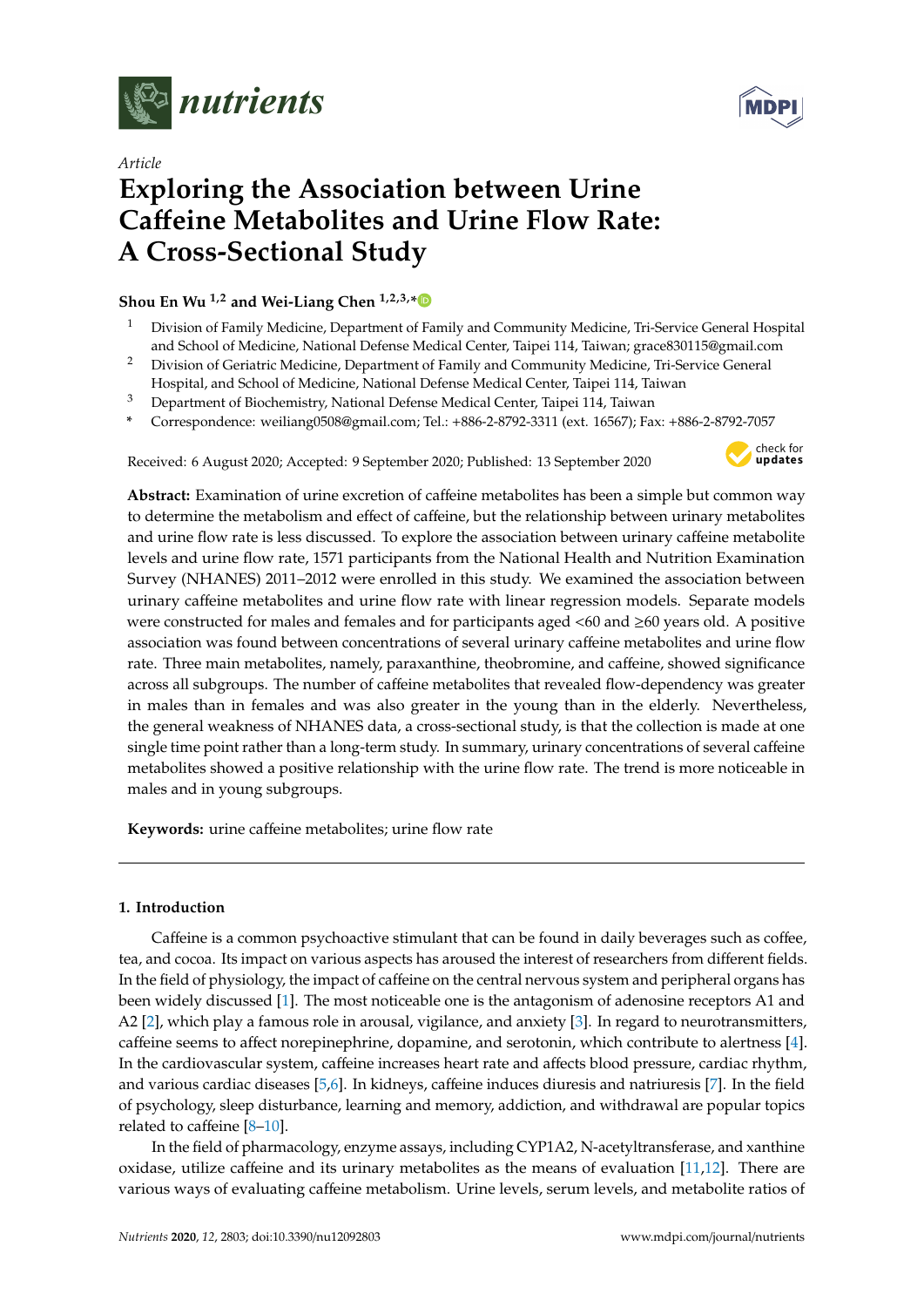*nutrients*

Article

# Exploring the Association between Urine Caffeine Metabolites and Urine Flow Rate: A Cross-Sectional Study

**Shou En Wu [1,2] and Wei-Liang Chen [1,2,3,*]**

1 Division of Family Medicine, Department of Family and Community Medicine, Tri-Service General Hospital and School of Medicine, National Defense Medical Center, Taipei 114, Taiwan; grace830115@gmail.com

2 Division of Geriatric Medicine, Department of Family and Community Medicine, Tri-Service General Hospital, and School of Medicine, National Defense Medical Center, Taipei 114, Taiwan

3 Department of Biochemistry, National Defense Medical Center, Taipei 114, Taiwan

* Correspondence: weiliang0508@gmail.com; Tel.: +886-2-8792-3311 (ext. 16567); Fax: +886-2-8792-7057

Received: 6 August 2020; Accepted: 9 September 2020; Published: 13 September 2020

**Abstract:** Examination of urine excretion of caffeine metabolites has been a simple but common way to determine the metabolism and effect of caffeine, but the relationship between urinary metabolites and urine flow rate is less discussed. To explore the association between urinary caffeine metabolite levels and urine flow rate, 1571 participants from the National Health and Nutrition Examination Survey (NHANES) 2011–2012 were enrolled in this study. We examined the association between urinary caffeine metabolites and urine flow rate with linear regression models. Separate models were constructed for males and females and for participants aged <60 and ≥60 years old. A positive association was found between concentrations of several urinary caffeine metabolites and urine flow rate. Three main metabolites, namely, paraxanthine, theobromine, and caffeine, showed significance across all subgroups. The number of caffeine metabolites that revealed flow-dependency was greater in males than in females and was also greater in the young than in the elderly. Nevertheless, the general weakness of NHANES data, a cross-sectional study, is that the collection is made at one single time point rather than a long-term study. In summary, urinary concentrations of several caffeine metabolites showed a positive relationship with the urine flow rate. The trend is more noticeable in males and in young subgroups.

**Keywords:** urine caffeine metabolites; urine flow rate

## 1. Introduction

Caffeine is a common psychoactive stimulant that can be found in daily beverages such as coffee, tea, and cocoa. Its impact on various aspects has aroused the interest of researchers from different fields. In the field of physiology, the impact of caffeine on the central nervous system and peripheral organs has been widely discussed [1]. The most noticeable one is the antagonism of adenosine receptors A1 and A2 [2], which play a famous role in arousal, vigilance, and anxiety [3]. In regard to neurotransmitters, caffeine seems to affect norepinephrine, dopamine, and serotonin, which contribute to alertness [4]. In the cardiovascular system, caffeine increases heart rate and affects blood pressure, cardiac rhythm, and various cardiac diseases [5,6]. In kidneys, caffeine induces diuresis and natriuresis [7]. In the field of psychology, sleep disturbance, learning and memory, addiction, and withdrawal are popular topics related to caffeine [8–10].

In the field of pharmacology, enzyme assays, including CYP1A2, N-acetyltransferase, and xanthine oxidase, utilize caffeine and its urinary metabolites as the means of evaluation [11,12]. There are various ways of evaluating caffeine metabolism. Urine levels, serum levels, and metabolite ratios of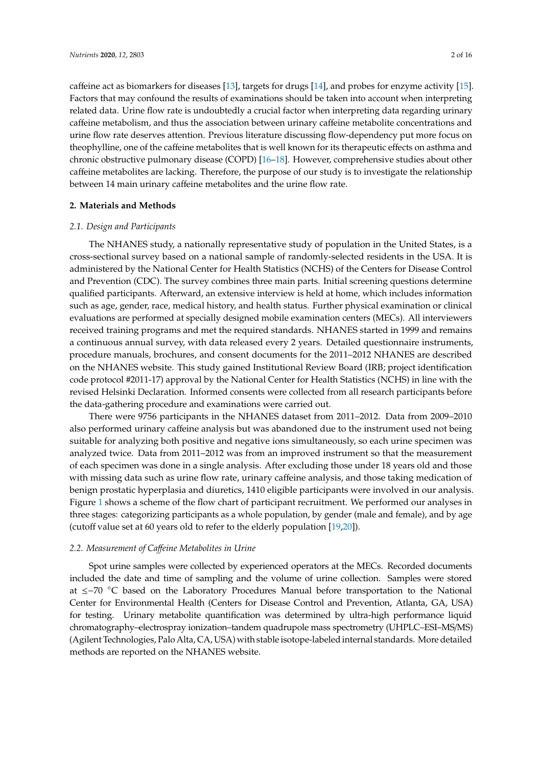caffeine act as biomarkers for diseases [13], targets for drugs [14], and probes for enzyme activity [15]. Factors that may confound the results of examinations should be taken into account when interpreting related data. Urine flow rate is undoubtedly a crucial factor when interpreting data regarding urinary caffeine metabolism, and thus the association between urinary caffeine metabolite concentrations and urine flow rate deserves attention. Previous literature discussing flow-dependency put more focus on theophylline, one of the caffeine metabolites that is well known for its therapeutic effects on asthma and chronic obstructive pulmonary disease (COPD) [16–18]. However, comprehensive studies about other caffeine metabolites are lacking. Therefore, the purpose of our study is to investigate the relationship between 14 main urinary caffeine metabolites and the urine flow rate.

## 2. Materials and Methods

### *2.1. Design and Participants*

The NHANES study, a nationally representative study of population in the United States, is a cross-sectional survey based on a national sample of randomly-selected residents in the USA. It is administered by the National Center for Health Statistics (NCHS) of the Centers for Disease Control and Prevention (CDC). The survey combines three main parts. Initial screening questions determine qualified participants. Afterward, an extensive interview is held at home, which includes information such as age, gender, race, medical history, and health status. Further physical examination or clinical evaluations are performed at specially designed mobile examination centers (MECs). All interviewers received training programs and met the required standards. NHANES started in 1999 and remains a continuous annual survey, with data released every 2 years. Detailed questionnaire instruments, procedure manuals, brochures, and consent documents for the 2011–2012 NHANES are described on the NHANES website. This study gained Institutional Review Board (IRB; project identification code protocol #2011-17) approval by the National Center for Health Statistics (NCHS) in line with the revised Helsinki Declaration. Informed consents were collected from all research participants before the data-gathering procedure and examinations were carried out.

There were 9756 participants in the NHANES dataset from 2011–2012. Data from 2009–2010 also performed urinary caffeine analysis but was abandoned due to the instrument used not being suitable for analyzing both positive and negative ions simultaneously, so each urine specimen was analyzed twice. Data from 2011–2012 was from an improved instrument so that the measurement of each specimen was done in a single analysis. After excluding those under 18 years old and those with missing data such as urine flow rate, urinary caffeine analysis, and those taking medication of benign prostatic hyperplasia and diuretics, 1410 eligible participants were involved in our analysis. Figure 1 shows a scheme of the flow chart of participant recruitment. We performed our analyses in three stages: categorizing participants as a whole population, by gender (male and female), and by age (cutoff value set at 60 years old to refer to the elderly population [19,20]).

### *2.2. Measurement of Caffeine Metabolites in Urine*

Spot urine samples were collected by experienced operators at the MECs. Recorded documents included the date and time of sampling and the volume of urine collection. Samples were stored at ≤−70 °C based on the Laboratory Procedures Manual before transportation to the National Center for Environmental Health (Centers for Disease Control and Prevention, Atlanta, GA, USA) for testing. Urinary metabolite quantification was determined by ultra-high performance liquid chromatography–electrospray ionization–tandem quadrupole mass spectrometry (UHPLC–ESI–MS/MS) (Agilent Technologies, Palo Alta, CA, USA) with stable isotope-labeled internal standards. More detailed methods are reported on the NHANES website.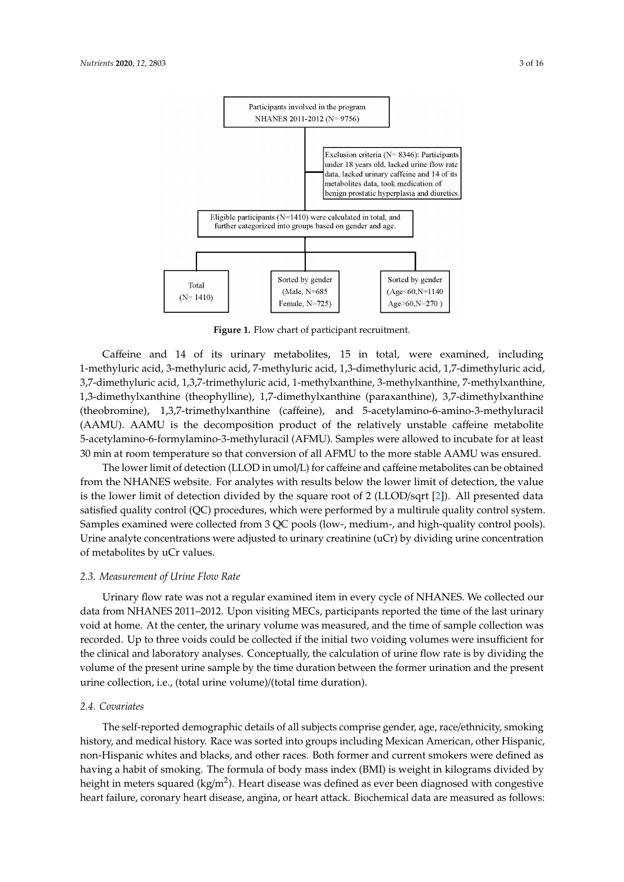Participants involved in the program NHANES 2011-2012 (N= 9756)

Exclusion criteria (N= 8346): Participants under 18 years old, lacked urine flow rate data, lacked urinary caffeine and 14 of its metabolites data, took medication of benign prostatic hyperplasia and diuretics.

Eligible participants (N=1410) were calculated in total, and further categorized into groups based on gender and age.

Total (N= 1410)

Sorted by gender (Male, N=685 Female, N=725)

Sorted by gender (Age<60, N=1140 Age>60, N=270 )

**Figure 1.** Flow chart of participant recruitment.

Caffeine and 14 of its urinary metabolites, 15 in total, were examined, including 1-methyluric acid, 3-methyluric acid, 7-methyluric acid, 1,3-dimethyluric acid, 1,7-dimethyluric acid, 3,7-dimethyluric acid, 1,3,7-trimethyluric acid, 1-methylxanthine, 3-methylxanthine, 7-methylxanthine, 1,3-dimethylxanthine (theophylline), 1,7-dimethylxanthine (paraxanthine), 3,7-dimethylxanthine (theobromine), 1,3,7-trimethylxanthine (caffeine), and 5-acetylamino-6-amino-3-methyluracil (AAMU). AAMU is the decomposition product of the relatively unstable caffeine metabolite 5-acetylamino-6-formylamino-3-methyluracil (AFMU). Samples were allowed to incubate for at least 30 min at room temperature so that conversion of all AFMU to the more stable AAMU was ensured.

The lower limit of detection (LLOD in umol/L) for caffeine and caffeine metabolites can be obtained from the NHANES website. For analytes with results below the lower limit of detection, the value is the lower limit of detection divided by the square root of 2 (LLOD/sqrt [2]). All presented data satisfied quality control (QC) procedures, which were performed by a multirule quality control system. Samples examined were collected from 3 QC pools (low-, medium-, and high-quality control pools). Urine analyte concentrations were adjusted to urinary creatinine (uCr) by dividing urine concentration of metabolites by uCr values.

### 2.3. Measurement of Urine Flow Rate

Urinary flow rate was not a regular examined item in every cycle of NHANES. We collected our data from NHANES 2011–2012. Upon visiting MECs, participants reported the time of the last urinary void at home. At the center, the urinary volume was measured, and the time of sample collection was recorded. Up to three voids could be collected if the initial two voiding volumes were insufficient for the clinical and laboratory analyses. Conceptually, the calculation of urine flow rate is by dividing the volume of the present urine sample by the time duration between the former urination and the present urine collection, i.e., (total urine volume)/(total time duration).

### 2.4. Covariates

The self-reported demographic details of all subjects comprise gender, age, race/ethnicity, smoking history, and medical history. Race was sorted into groups including Mexican American, other Hispanic, non-Hispanic whites and blacks, and other races. Both former and current smokers were defined as having a habit of smoking. The formula of body mass index (BMI) is weight in kilograms divided by height in meters squared ($kg/m^2$). Heart disease was defined as ever been diagnosed with congestive heart failure, coronary heart disease, angina, or heart attack. Biochemical data are measured as follows: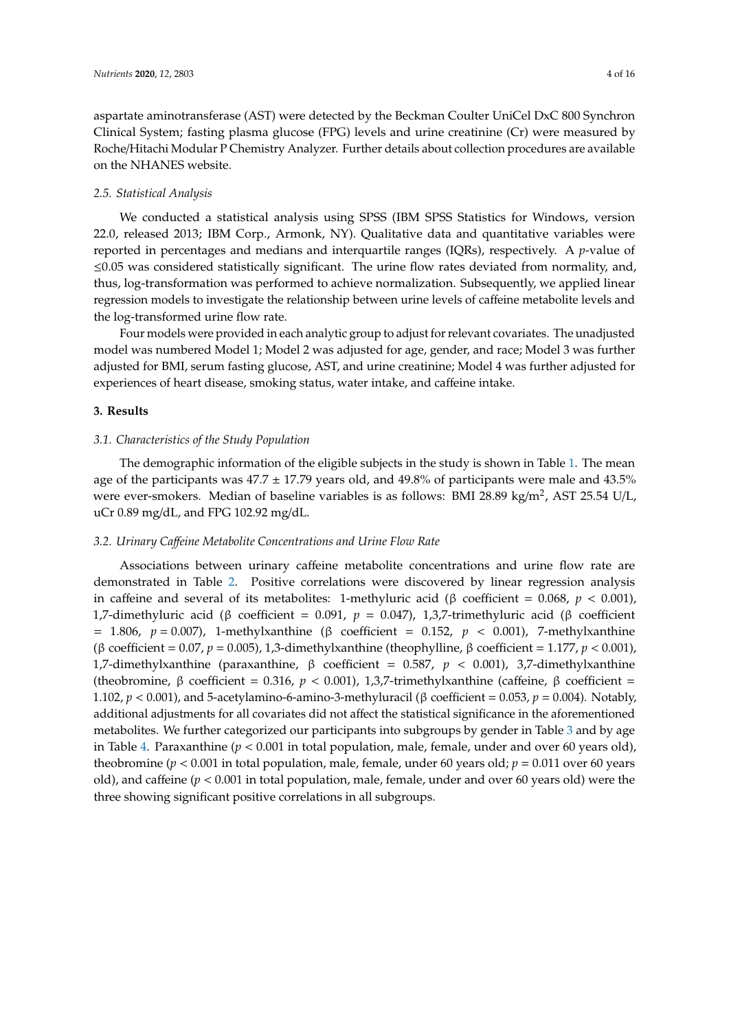aspartate aminotransferase (AST) were detected by the Beckman Coulter UniCel DxC 800 Synchron Clinical System; fasting plasma glucose (FPG) levels and urine creatinine (Cr) were measured by Roche/Hitachi Modular P Chemistry Analyzer. Further details about collection procedures are available on the NHANES website.

### 2.5. Statistical Analysis

We conducted a statistical analysis using SPSS (IBM SPSS Statistics for Windows, version 22.0, released 2013; IBM Corp., Armonk, NY). Qualitative data and quantitative variables were reported in percentages and medians and interquartile ranges (IQRs), respectively. A $p$-value of $\leq$0.05 was considered statistically significant. The urine flow rates deviated from normality, and, thus, log-transformation was performed to achieve normalization. Subsequently, we applied linear regression models to investigate the relationship between urine levels of caffeine metabolite levels and the log-transformed urine flow rate.

Four models were provided in each analytic group to adjust for relevant covariates. The unadjusted model was numbered Model 1; Model 2 was adjusted for age, gender, and race; Model 3 was further adjusted for BMI, serum fasting glucose, AST, and urine creatinine; Model 4 was further adjusted for experiences of heart disease, smoking status, water intake, and caffeine intake.

## 3. Results

### 3.1. Characteristics of the Study Population

The demographic information of the eligible subjects in the study is shown in Table 1. The mean age of the participants was 47.7 ± 17.79 years old, and 49.8% of participants were male and 43.5% were ever-smokers. Median of baseline variables is as follows: BMI 28.89 kg/m$^2$, AST 25.54 U/L, uCr 0.89 mg/dL, and FPG 102.92 mg/dL.

### 3.2. Urinary Caffeine Metabolite Concentrations and Urine Flow Rate

Associations between urinary caffeine metabolite concentrations and urine flow rate are demonstrated in Table 2. Positive correlations were discovered by linear regression analysis in caffeine and several of its metabolites: 1-methyluric acid (β coefficient = 0.068, $p < 0.001$), 1,7-dimethyluric acid (β coefficient = 0.091, $p = 0.047$), 1,3,7-trimethyluric acid (β coefficient = 1.806, $p = 0.007$), 1-methylxanthine (β coefficient = 0.152, $p < 0.001$), 7-methylxanthine (β coefficient = 0.07, $p = 0.005$), 1,3-dimethylxanthine (theophylline, β coefficient = 1.177, $p < 0.001$), 1,7-dimethylxanthine (paraxanthine, β coefficient = 0.587, $p < 0.001$), 3,7-dimethylxanthine (theobromine, β coefficient = 0.316, $p < 0.001$), 1,3,7-trimethylxanthine (caffeine, β coefficient = 1.102, $p < 0.001$), and 5-acetylamino-6-amino-3-methyluracil (β coefficient = 0.053, $p = 0.004$). Notably, additional adjustments for all covariates did not affect the statistical significance in the aforementioned metabolites. We further categorized our participants into subgroups by gender in Table 3 and by age in Table 4. Paraxanthine ($p < 0.001$ in total population, male, female, under and over 60 years old), theobromine ($p < 0.001$ in total population, male, female, under 60 years old; $p = 0.011$ over 60 years old), and caffeine ($p < 0.001$ in total population, male, female, under and over 60 years old) were the three showing significant positive correlations in all subgroups.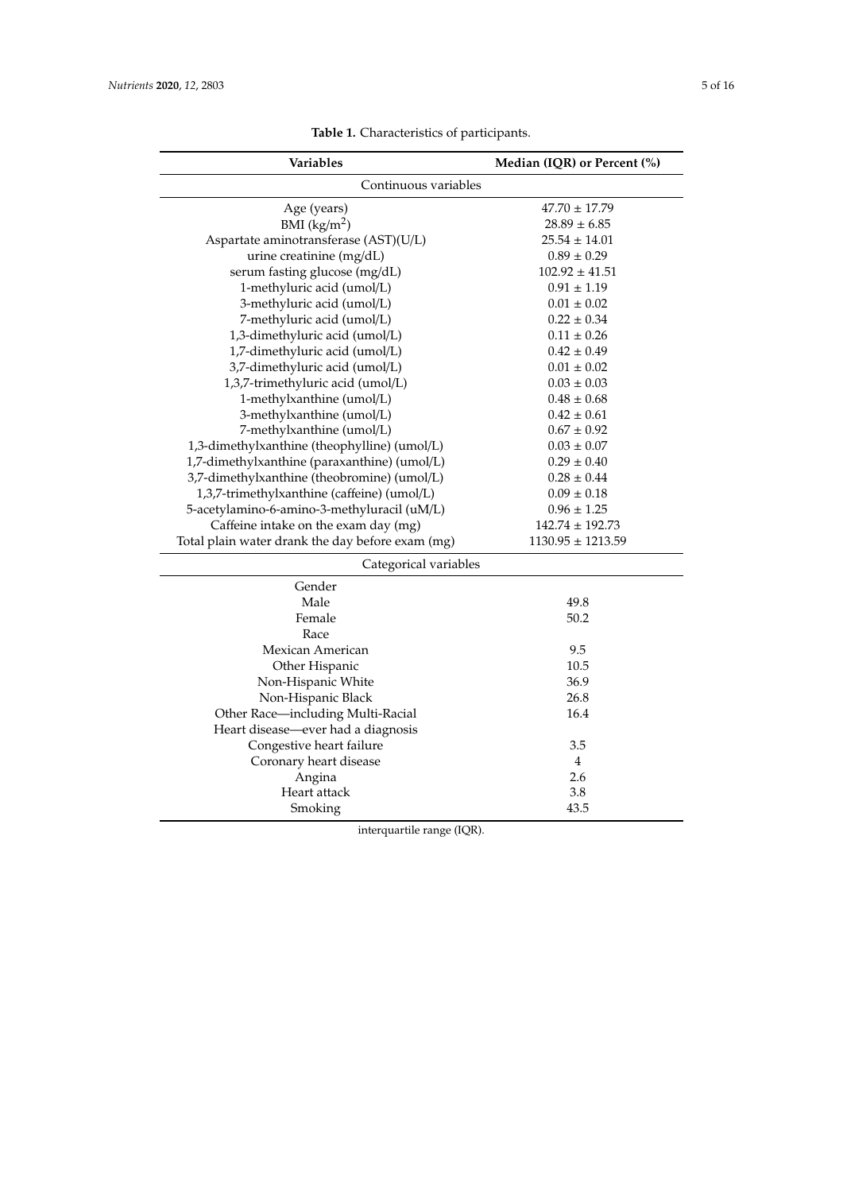**Table 1.** Characteristics of participants.

| Variables | Median (IQR) or Percent (%) |
|---|---|
| Continuous variables | |
| Age (years) | 47.70 ± 17.79 |
| BMI (kg/m$^2$) | 28.89 ± 6.85 |
| Aspartate aminotransferase (AST)(U/L) | 25.54 ± 14.01 |
| urine creatinine (mg/dL) | 0.89 ± 0.29 |
| serum fasting glucose (mg/dL) | 102.92 ± 41.51 |
| 1-methyluric acid (umol/L) | 0.91 ± 1.19 |
| 3-methyluric acid (umol/L) | 0.01 ± 0.02 |
| 7-methyluric acid (umol/L) | 0.22 ± 0.34 |
| 1,3-dimethyluric acid (umol/L) | 0.11 ± 0.26 |
| 1,7-dimethyluric acid (umol/L) | 0.42 ± 0.49 |
| 3,7-dimethyluric acid (umol/L) | 0.01 ± 0.02 |
| 1,3,7-trimethyluric acid (umol/L) | 0.03 ± 0.03 |
| 1-methylxanthine (umol/L) | 0.48 ± 0.68 |
| 3-methylxanthine (umol/L) | 0.42 ± 0.61 |
| 7-methylxanthine (umol/L) | 0.67 ± 0.92 |
| 1,3-dimethylxanthine (theophylline) (umol/L) | 0.03 ± 0.07 |
| 1,7-dimethylxanthine (paraxanthine) (umol/L) | 0.29 ± 0.40 |
| 3,7-dimethylxanthine (theobromine) (umol/L) | 0.28 ± 0.44 |
| 1,3,7-trimethylxanthine (caffeine) (umol/L) | 0.09 ± 0.18 |
| 5-acetylamino-6-amino-3-methyluracil (uM/L) | 0.96 ± 1.25 |
| Caffeine intake on the exam day (mg) | 142.74 ± 192.73 |
| Total plain water drank the day before exam (mg) | 1130.95 ± 1213.59 |
| Categorical variables | |
| Gender | |
| Male | 49.8 |
| Female | 50.2 |
| Race | |
| Mexican American | 9.5 |
| Other Hispanic | 10.5 |
| Non-Hispanic White | 36.9 |
| Non-Hispanic Black | 26.8 |
| Other Race—including Multi-Racial | 16.4 |
| Heart disease—ever had a diagnosis | |
| Congestive heart failure | 3.5 |
| Coronary heart disease | 4 |
| Angina | 2.6 |
| Heart attack | 3.8 |
| Smoking | 43.5 |

interquartile range (IQR).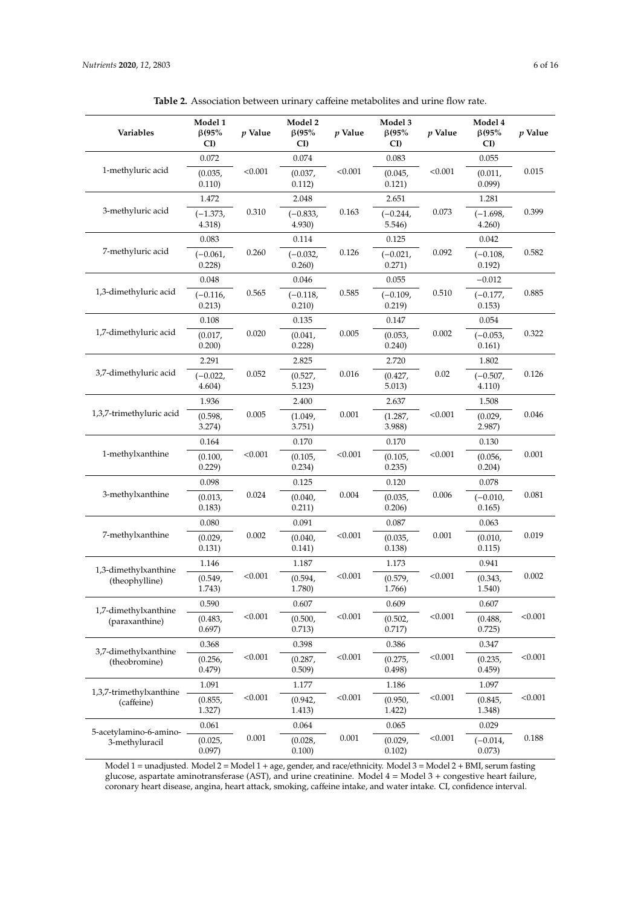**Table 2.** Association between urinary caffeine metabolites and urine flow rate.

| Variables | Model 1 β(95% CI) | *p* Value | Model 2 β(95% CI) | *p* Value | Model 3 β(95% CI) | *p* Value | Model 4 β(95% CI) | *p* Value |
|---|---|---|---|---|---|---|---|---|
| 1-methyluric acid | 0.072 (0.035, 0.110) | <0.001 | 0.074 (0.037, 0.112) | <0.001 | 0.083 (0.045, 0.121) | <0.001 | 0.055 (0.011, 0.099) | 0.015 |
| 3-methyluric acid | 1.472 (−1.373, 4.318) | 0.310 | 2.048 (−0.833, 4.930) | 0.163 | 2.651 (−0.244, 5.546) | 0.073 | 1.281 (−1.698, 4.260) | 0.399 |
| 7-methyluric acid | 0.083 (−0.061, 0.228) | 0.260 | 0.114 (−0.032, 0.260) | 0.126 | 0.125 (−0.021, 0.271) | 0.092 | 0.042 (−0.108, 0.192) | 0.582 |
| 1,3-dimethyluric acid | 0.048 (−0.116, 0.213) | 0.565 | 0.046 (−0.118, 0.210) | 0.585 | 0.055 (−0.109, 0.219) | 0.510 | −0.012 (−0.177, 0.153) | 0.885 |
| 1,7-dimethyluric acid | 0.108 (0.017, 0.200) | 0.020 | 0.135 (0.041, 0.228) | 0.005 | 0.147 (0.053, 0.240) | 0.002 | 0.054 (−0.053, 0.161) | 0.322 |
| 3,7-dimethyluric acid | 2.291 (−0.022, 4.604) | 0.052 | 2.825 (0.527, 5.123) | 0.016 | 2.720 (0.427, 5.013) | 0.02 | 1.802 (−0.507, 4.110) | 0.126 |
| 1,3,7-trimethyluric acid | 1.936 (0.598, 3.274) | 0.005 | 2.400 (1.049, 3.751) | 0.001 | 2.637 (1.287, 3.988) | <0.001 | 1.508 (0.029, 2.987) | 0.046 |
| 1-methylxanthine | 0.164 (0.100, 0.229) | <0.001 | 0.170 (0.105, 0.234) | <0.001 | 0.170 (0.105, 0.235) | <0.001 | 0.130 (0.056, 0.204) | 0.001 |
| 3-methylxanthine | 0.098 (0.013, 0.183) | 0.024 | 0.125 (0.040, 0.211) | 0.004 | 0.120 (0.035, 0.206) | 0.006 | 0.078 (−0.010, 0.165) | 0.081 |
| 7-methylxanthine | 0.080 (0.029, 0.131) | 0.002 | 0.091 (0.040, 0.141) | <0.001 | 0.087 (0.035, 0.138) | 0.001 | 0.063 (0.010, 0.115) | 0.019 |
| 1,3-dimethylxanthine (theophylline) | 1.146 (0.549, 1.743) | <0.001 | 1.187 (0.594, 1.780) | <0.001 | 1.173 (0.579, 1.766) | <0.001 | 0.941 (0.343, 1.540) | 0.002 |
| 1,7-dimethylxanthine (paraxanthine) | 0.590 (0.483, 0.697) | <0.001 | 0.607 (0.500, 0.713) | <0.001 | 0.609 (0.502, 0.717) | <0.001 | 0.607 (0.488, 0.725) | <0.001 |
| 3,7-dimethylxanthine (theobromine) | 0.368 (0.256, 0.479) | <0.001 | 0.398 (0.287, 0.509) | <0.001 | 0.386 (0.275, 0.498) | <0.001 | 0.347 (0.235, 0.459) | <0.001 |
| 1,3,7-trimethylxanthine (caffeine) | 1.091 (0.855, 1.327) | <0.001 | 1.177 (0.942, 1.413) | <0.001 | 1.186 (0.950, 1.422) | <0.001 | 1.097 (0.845, 1.348) | <0.001 |
| 5-acetylamino-6-amino-3-methyluracil | 0.061 (0.025, 0.097) | 0.001 | 0.064 (0.028, 0.100) | 0.001 | 0.065 (0.029, 0.102) | <0.001 | 0.029 (−0.014, 0.073) | 0.188 |

Model 1 = unadjusted. Model 2 = Model 1 + age, gender, and race/ethnicity. Model 3 = Model 2 + BMI, serum fasting glucose, aspartate aminotransferase (AST), and urine creatinine. Model 4 = Model 3 + congestive heart failure, coronary heart disease, angina, heart attack, smoking, caffeine intake, and water intake. CI, confidence interval.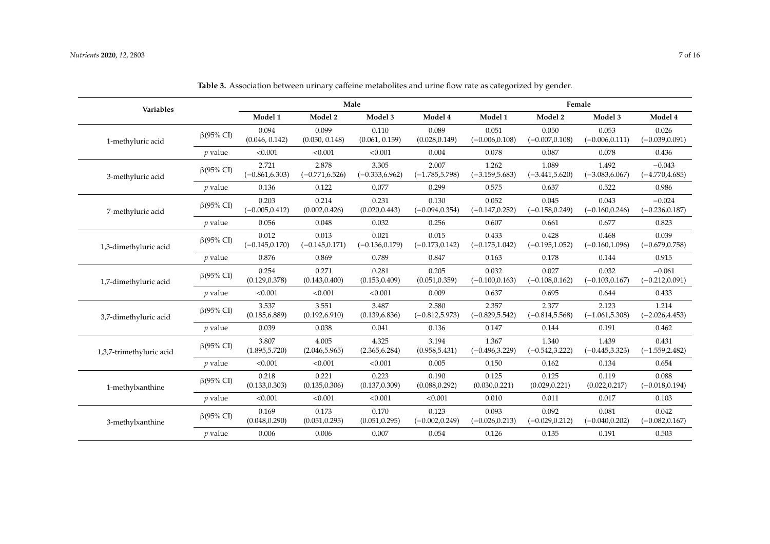**Table 3.** Association between urinary caffeine metabolites and urine flow rate as categorized by gender.

| Variables | | Male | | | | Female | | | |
|---|---|---|---|---|---|---|---|---|---|
| | | Model 1 | Model 2 | Model 3 | Model 4 | Model 1 | Model 2 | Model 3 | Model 4 |
| 1-methyluric acid | β(95% CI) | 0.094 (0.046, 0.142) | 0.099 (0.050, 0.148) | 0.110 (0.061, 0.159) | 0.089 (0.028,0.149) | 0.051 (−0.006,0.108) | 0.050 (−0.007,0.108) | 0.053 (−0.006,0.111) | 0.026 (−0.039,0.091) |
| | *p* value | <0.001 | <0.001 | <0.001 | 0.004 | 0.078 | 0.087 | 0.078 | 0.436 |
| 3-methyluric acid | β(95% CI) | 2.721 (−0.861,6.303) | 2.878 (−0.771,6.526) | 3.305 (−0.353,6.962) | 2.007 (−1.785,5.798) | 1.262 (−3.159,5.683) | 1.089 (−3.441,5.620) | 1.492 (−3.083,6.067) | −0.043 (−4.770,4.685) |
| | *p* value | 0.136 | 0.122 | 0.077 | 0.299 | 0.575 | 0.637 | 0.522 | 0.986 |
| 7-methyluric acid | β(95% CI) | 0.203 (−0.005,0.412) | 0.214 (0.002,0.426) | 0.231 (0.020,0.443) | 0.130 (−0.094,0.354) | 0.052 (−0.147,0.252) | 0.045 (−0.158,0.249) | 0.043 (−0.160,0.246) | −0.024 (−0.236,0.187) |
| | *p* value | 0.056 | 0.048 | 0.032 | 0.256 | 0.607 | 0.661 | 0.677 | 0.823 |
| 1,3-dimethyluric acid | β(95% CI) | 0.012 (−0.145,0.170) | 0.013 (−0.145,0.171) | 0.021 (−0.136,0.179) | 0.015 (−0.173,0.142) | 0.433 (−0.175,1.042) | 0.428 (−0.195,1.052) | 0.468 (−0.160,1.096) | 0.039 (−0.679,0.758) |
| | *p* value | 0.876 | 0.869 | 0.789 | 0.847 | 0.163 | 0.178 | 0.144 | 0.915 |
| 1,7-dimethyluric acid | β(95% CI) | 0.254 (0.129,0.378) | 0.271 (0.143,0.400) | 0.281 (0.153,0.409) | 0.205 (0.051,0.359) | 0.032 (−0.100,0.163) | 0.027 (−0.108,0.162) | 0.032 (−0.103,0.167) | −0.061 (−0.212,0.091) |
| | *p* value | <0.001 | <0.001 | <0.001 | 0.009 | 0.637 | 0.695 | 0.644 | 0.433 |
| 3,7-dimethyluric acid | β(95% CI) | 3.537 (0.185,6.889) | 3.551 (0.192,6.910) | 3.487 (0.139,6.836) | 2.580 (−0.812,5.973) | 2.357 (−0.829,5.542) | 2.377 (−0.814,5.568) | 2.123 (−1.061,5.308) | 1.214 (−2.026,4.453) |
| | *p* value | 0.039 | 0.038 | 0.041 | 0.136 | 0.147 | 0.144 | 0.191 | 0.462 |
| 1,3,7-trimethyluric acid | β(95% CI) | 3.807 (1.895,5.720) | 4.005 (2.046,5.965) | 4.325 (2.365,6.284) | 3.194 (0.958,5.431) | 1.367 (−0.496,3.229) | 1.340 (−0.542,3.222) | 1.439 (−0.445,3.323) | 0.431 (−1.559,2.482) |
| | *p* value | <0.001 | <0.001 | <0.001 | 0.005 | 0.150 | 0.162 | 0.134 | 0.654 |
| 1-methylxanthine | β(95% CI) | 0.218 (0.133,0.303) | 0.221 (0.135,0.306) | 0.223 (0.137,0.309) | 0.190 (0.088,0.292) | 0.125 (0.030,0.221) | 0.125 (0.029,0.221) | 0.119 (0.022,0.217) | 0.088 (−0.018,0.194) |
| | *p* value | <0.001 | <0.001 | <0.001 | <0.001 | 0.010 | 0.011 | 0.017 | 0.103 |
| 3-methylxanthine | β(95% CI) | 0.169 (0.048,0.290) | 0.173 (0.051,0.295) | 0.170 (0.051,0.295) | 0.123 (−0.002,0.249) | 0.093 (−0.026,0.213) | 0.092 (−0.029,0.212) | 0.081 (−0.040,0.202) | 0.042 (−0.082,0.167) |
| | *p* value | 0.006 | 0.006 | 0.007 | 0.054 | 0.126 | 0.135 | 0.191 | 0.503 |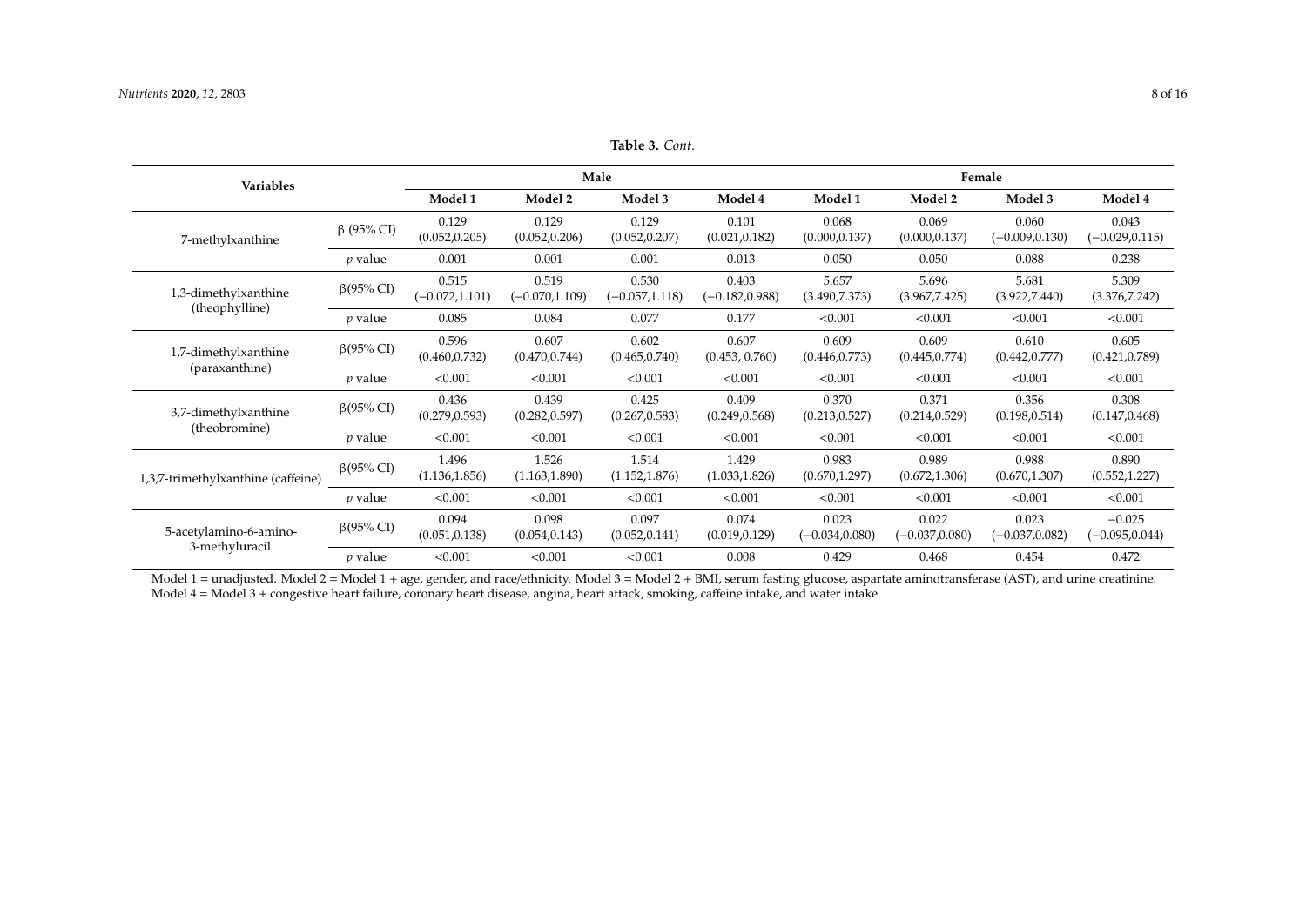**Table 3.** *Cont.*

| Variables | | Male | | | | Female | | | |
|---|---|---|---|---|---|---|---|---|---|
| | | Model 1 | Model 2 | Model 3 | Model 4 | Model 1 | Model 2 | Model 3 | Model 4 |
| 7-methylxanthine | β (95% CI) | 0.129 (0.052,0.205) | 0.129 (0.052,0.206) | 0.129 (0.052,0.207) | 0.101 (0.021,0.182) | 0.068 (0.000,0.137) | 0.069 (0.000,0.137) | 0.060 (−0.009,0.130) | 0.043 (−0.029,0.115) |
| | *p* value | 0.001 | 0.001 | 0.001 | 0.013 | 0.050 | 0.050 | 0.088 | 0.238 |
| 1,3-dimethylxanthine (theophylline) | β(95% CI) | 0.515 (−0.072,1.101) | 0.519 (−0.070,1.109) | 0.530 (−0.057,1.118) | 0.403 (−0.182,0.988) | 5.657 (3.490,7.373) | 5.696 (3.967,7.425) | 5.681 (3.922,7.440) | 5.309 (3.376,7.242) |
| | *p* value | 0.085 | 0.084 | 0.077 | 0.177 | <0.001 | <0.001 | <0.001 | <0.001 |
| 1,7-dimethylxanthine (paraxanthine) | β(95% CI) | 0.596 (0.460,0.732) | 0.607 (0.470,0.744) | 0.602 (0.465,0.740) | 0.607 (0.453, 0.760) | 0.609 (0.446,0.773) | 0.609 (0.445,0.774) | 0.610 (0.442,0.777) | 0.605 (0.421,0.789) |
| | *p* value | <0.001 | <0.001 | <0.001 | <0.001 | <0.001 | <0.001 | <0.001 | <0.001 |
| 3,7-dimethylxanthine (theobromine) | β(95% CI) | 0.436 (0.279,0.593) | 0.439 (0.282,0.597) | 0.425 (0.267,0.583) | 0.409 (0.249,0.568) | 0.370 (0.213,0.527) | 0.371 (0.214,0.529) | 0.356 (0.198,0.514) | 0.308 (0.147,0.468) |
| | *p* value | <0.001 | <0.001 | <0.001 | <0.001 | <0.001 | <0.001 | <0.001 | <0.001 |
| 1,3,7-trimethylxanthine (caffeine) | β(95% CI) | 1.496 (1.136,1.856) | 1.526 (1.163,1.890) | 1.514 (1.152,1.876) | 1.429 (1.033,1.826) | 0.983 (0.670,1.297) | 0.989 (0.672,1.306) | 0.988 (0.670,1.307) | 0.890 (0.552,1.227) |
| | *p* value | <0.001 | <0.001 | <0.001 | <0.001 | <0.001 | <0.001 | <0.001 | <0.001 |
| 5-acetylamino-6-amino-3-methyluracil | β(95% CI) | 0.094 (0.051,0.138) | 0.098 (0.054,0.143) | 0.097 (0.052,0.141) | 0.074 (0.019,0.129) | 0.023 (−0.034,0.080) | 0.022 (−0.037,0.080) | 0.023 (−0.037,0.082) | −0.025 (−0.095,0.044) |
| | *p* value | <0.001 | <0.001 | <0.001 | 0.008 | 0.429 | 0.468 | 0.454 | 0.472 |

Model 1 = unadjusted. Model 2 = Model 1 + age, gender, and race/ethnicity. Model 3 = Model 2 + BMI, serum fasting glucose, aspartate aminotransferase (AST), and urine creatinine. Model 4 = Model 3 + congestive heart failure, coronary heart disease, angina, heart attack, smoking, caffeine intake, and water intake.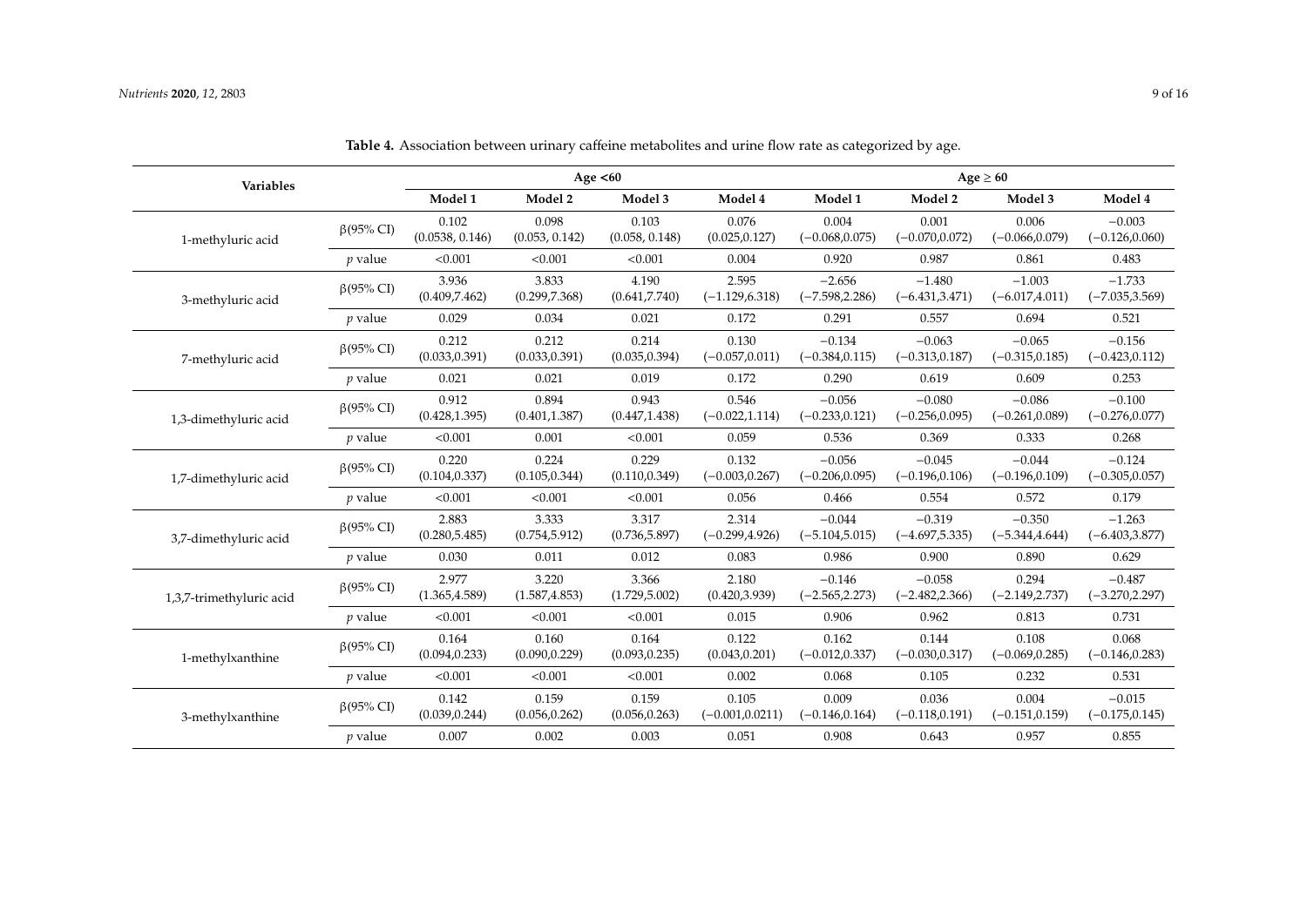**Table 4.** Association between urinary caffeine metabolites and urine flow rate as categorized by age.

| Variables | | Age <60 | | | | Age ≥ 60 | | | |
|---|---|---|---|---|---|---|---|---|---|
| | | Model 1 | Model 2 | Model 3 | Model 4 | Model 1 | Model 2 | Model 3 | Model 4 |
| 1-methyluric acid | β(95% CI) | 0.102 (0.0538, 0.146) | 0.098 (0.053, 0.142) | 0.103 (0.058, 0.148) | 0.076 (0.025,0.127) | 0.004 (−0.068,0.075) | 0.001 (−0.070,0.072) | 0.006 (−0.066,0.079) | −0.003 (−0.126,0.060) |
| | *p* value | <0.001 | <0.001 | <0.001 | 0.004 | 0.920 | 0.987 | 0.861 | 0.483 |
| 3-methyluric acid | β(95% CI) | 3.936 (0.409,7.462) | 3.833 (0.299,7.368) | 4.190 (0.641,7.740) | 2.595 (−1.129,6.318) | −2.656 (−7.598,2.286) | −1.480 (−6.431,3.471) | −1.003 (−6.017,4.011) | −1.733 (−7.035,3.569) |
| | *p* value | 0.029 | 0.034 | 0.021 | 0.172 | 0.291 | 0.557 | 0.694 | 0.521 |
| 7-methyluric acid | β(95% CI) | 0.212 (0.033,0.391) | 0.212 (0.033,0.391) | 0.214 (0.035,0.394) | 0.130 (−0.057,0.011) | −0.134 (−0.384,0.115) | −0.063 (−0.313,0.187) | −0.065 (−0.315,0.185) | −0.156 (−0.423,0.112) |
| | *p* value | 0.021 | 0.021 | 0.019 | 0.172 | 0.290 | 0.619 | 0.609 | 0.253 |
| 1,3-dimethyluric acid | β(95% CI) | 0.912 (0.428,1.395) | 0.894 (0.401,1.387) | 0.943 (0.447,1.438) | 0.546 (−0.022,1.114) | −0.056 (−0.233,0.121) | −0.080 (−0.256,0.095) | −0.086 (−0.261,0.089) | −0.100 (−0.276,0.077) |
| | *p* value | <0.001 | 0.001 | <0.001 | 0.059 | 0.536 | 0.369 | 0.333 | 0.268 |
| 1,7-dimethyluric acid | β(95% CI) | 0.220 (0.104,0.337) | 0.224 (0.105,0.344) | 0.229 (0.110,0.349) | 0.132 (−0.003,0.267) | −0.056 (−0.206,0.095) | −0.045 (−0.196,0.106) | −0.044 (−0.196,0.109) | −0.124 (−0.305,0.057) |
| | *p* value | <0.001 | <0.001 | <0.001 | 0.056 | 0.466 | 0.554 | 0.572 | 0.179 |
| 3,7-dimethyluric acid | β(95% CI) | 2.883 (0.280,5.485) | 3.333 (0.754,5.912) | 3.317 (0.736,5.897) | 2.314 (−0.299,4.926) | −0.044 (−5.104,5.015) | −0.319 (−4.697,5.335) | −0.350 (−5.344,4.644) | −1.263 (−6.403,3.877) |
| | *p* value | 0.030 | 0.011 | 0.012 | 0.083 | 0.986 | 0.900 | 0.890 | 0.629 |
| 1,3,7-trimethyluric acid | β(95% CI) | 2.977 (1.365,4.589) | 3.220 (1.587,4.853) | 3.366 (1.729,5.002) | 2.180 (0.420,3.939) | −0.146 (−2.565,2.273) | −0.058 (−2.482,2.366) | 0.294 (−2.149,2.737) | −0.487 (−3.270,2.297) |
| | *p* value | <0.001 | <0.001 | <0.001 | 0.015 | 0.906 | 0.962 | 0.813 | 0.731 |
| 1-methylxanthine | β(95% CI) | 0.164 (0.094,0.233) | 0.160 (0.090,0.229) | 0.164 (0.093,0.235) | 0.122 (0.043,0.201) | 0.162 (−0.012,0.337) | 0.144 (−0.030,0.317) | 0.108 (−0.069,0.285) | 0.068 (−0.146,0.283) |
| | *p* value | <0.001 | <0.001 | <0.001 | 0.002 | 0.068 | 0.105 | 0.232 | 0.531 |
| 3-methylxanthine | β(95% CI) | 0.142 (0.039,0.244) | 0.159 (0.056,0.262) | 0.159 (0.056,0.263) | 0.105 (−0.001,0.0211) | 0.009 (−0.146,0.164) | 0.036 (−0.118,0.191) | 0.004 (−0.151,0.159) | −0.015 (−0.175,0.145) |
| | *p* value | 0.007 | 0.002 | 0.003 | 0.051 | 0.908 | 0.643 | 0.957 | 0.855 |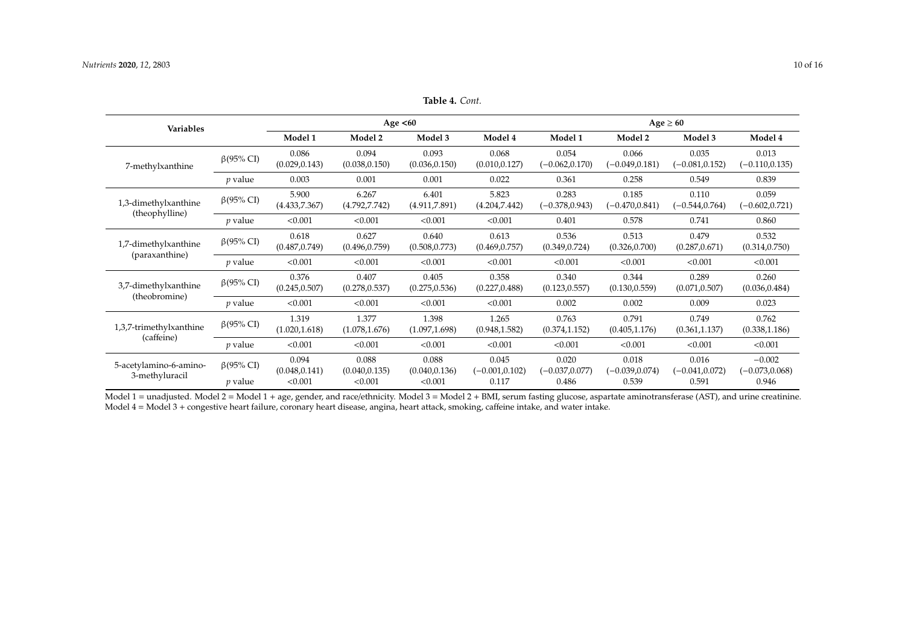**Table 4.** *Cont.*

| Variables | | Age <60 | | | | Age ≥ 60 | | | |
|---|---|---|---|---|---|---|---|---|---|
| | | Model 1 | Model 2 | Model 3 | Model 4 | Model 1 | Model 2 | Model 3 | Model 4 |
| 7-methylxanthine | β(95% CI) | 0.086 (0.029,0.143) | 0.094 (0.038,0.150) | 0.093 (0.036,0.150) | 0.068 (0.010,0.127) | 0.054 (−0.062,0.170) | 0.066 (−0.049,0.181) | 0.035 (−0.081,0.152) | 0.013 (−0.110,0.135) |
| | *p* value | 0.003 | 0.001 | 0.001 | 0.022 | 0.361 | 0.258 | 0.549 | 0.839 |
| 1,3-dimethylxanthine (theophylline) | β(95% CI) | 5.900 (4.433,7.367) | 6.267 (4.792,7.742) | 6.401 (4.911,7.891) | 5.823 (4.204,7.442) | 0.283 (−0.378,0.943) | 0.185 (−0.470,0.841) | 0.110 (−0.544,0.764) | 0.059 (−0.602,0.721) |
| | *p* value | <0.001 | <0.001 | <0.001 | <0.001 | 0.401 | 0.578 | 0.741 | 0.860 |
| 1,7-dimethylxanthine (paraxanthine) | β(95% CI) | 0.618 (0.487,0.749) | 0.627 (0.496,0.759) | 0.640 (0.508,0.773) | 0.613 (0.469,0.757) | 0.536 (0.349,0.724) | 0.513 (0.326,0.700) | 0.479 (0.287,0.671) | 0.532 (0.314,0.750) |
| | *p* value | <0.001 | <0.001 | <0.001 | <0.001 | <0.001 | <0.001 | <0.001 | <0.001 |
| 3,7-dimethylxanthine (theobromine) | β(95% CI) | 0.376 (0.245,0.507) | 0.407 (0.278,0.537) | 0.405 (0.275,0.536) | 0.358 (0.227,0.488) | 0.340 (0.123,0.557) | 0.344 (0.130,0.559) | 0.289 (0.071,0.507) | 0.260 (0.036,0.484) |
| | *p* value | <0.001 | <0.001 | <0.001 | <0.001 | 0.002 | 0.002 | 0.009 | 0.023 |
| 1,3,7-trimethylxanthine (caffeine) | β(95% CI) | 1.319 (1.020,1.618) | 1.377 (1.078,1.676) | 1.398 (1.097,1.698) | 1.265 (0.948,1.582) | 0.763 (0.374,1.152) | 0.791 (0.405,1.176) | 0.749 (0.361,1.137) | 0.762 (0.338,1.186) |
| | *p* value | <0.001 | <0.001 | <0.001 | <0.001 | <0.001 | <0.001 | <0.001 | <0.001 |
| 5-acetylamino-6-amino-3-methyluracil | β(95% CI) | 0.094 (0.048,0.141) | 0.088 (0.040,0.135) | 0.088 (0.040,0.136) | 0.045 (−0.001,0.102) | 0.020 (−0.037,0.077) | 0.018 (−0.039,0.074) | 0.016 (−0.041,0.072) | −0.002 (−0.073,0.068) |
| | *p* value | <0.001 | <0.001 | <0.001 | 0.117 | 0.486 | 0.539 | 0.591 | 0.946 |

Model 1 = unadjusted. Model 2 = Model 1 + age, gender, and race/ethnicity. Model 3 = Model 2 + BMI, serum fasting glucose, aspartate aminotransferase (AST), and urine creatinine. Model 4 = Model 3 + congestive heart failure, coronary heart disease, angina, heart attack, smoking, caffeine intake, and water intake.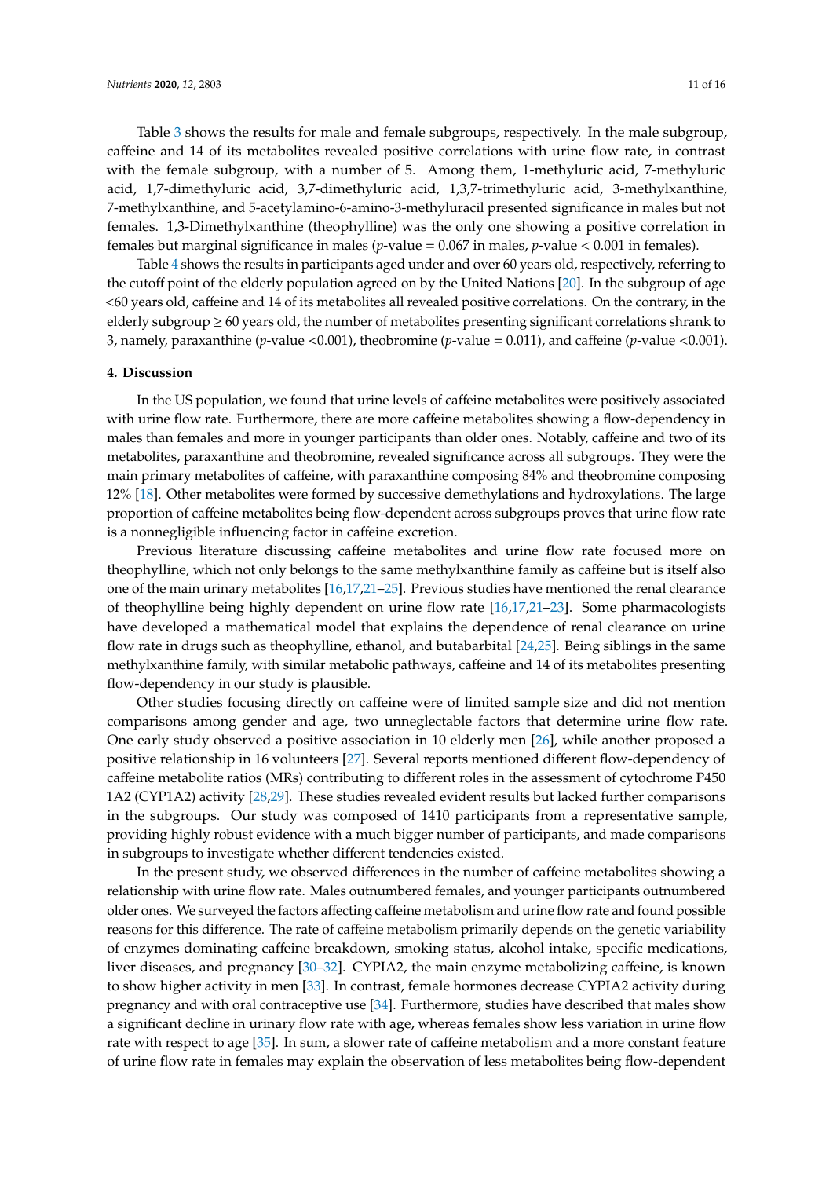Table 3 shows the results for male and female subgroups, respectively. In the male subgroup, caffeine and 14 of its metabolites revealed positive correlations with urine flow rate, in contrast with the female subgroup, with a number of 5. Among them, 1-methyluric acid, 7-methyluric acid, 1,7-dimethyluric acid, 3,7-dimethyluric acid, 1,3,7-trimethyluric acid, 3-methylxanthine, 7-methylxanthine, and 5-acetylamino-6-amino-3-methyluracil presented significance in males but not females. 1,3-Dimethylxanthine (theophylline) was the only one showing a positive correlation in females but marginal significance in males ($p$-value = 0.067 in males, $p$-value < 0.001 in females).

Table 4 shows the results in participants aged under and over 60 years old, respectively, referring to the cutoff point of the elderly population agreed on by the United Nations [20]. In the subgroup of age <60 years old, caffeine and 14 of its metabolites all revealed positive correlations. On the contrary, in the elderly subgroup ≥ 60 years old, the number of metabolites presenting significant correlations shrank to 3, namely, paraxanthine ($p$-value <0.001), theobromine ($p$-value = 0.011), and caffeine ($p$-value <0.001).

## 4. Discussion

In the US population, we found that urine levels of caffeine metabolites were positively associated with urine flow rate. Furthermore, there are more caffeine metabolites showing a flow-dependency in males than females and more in younger participants than older ones. Notably, caffeine and two of its metabolites, paraxanthine and theobromine, revealed significance across all subgroups. They were the main primary metabolites of caffeine, with paraxanthine composing 84% and theobromine composing 12% [18]. Other metabolites were formed by successive demethylations and hydroxylations. The large proportion of caffeine metabolites being flow-dependent across subgroups proves that urine flow rate is a nonnegligible influencing factor in caffeine excretion.

Previous literature discussing caffeine metabolites and urine flow rate focused more on theophylline, which not only belongs to the same methylxanthine family as caffeine but is itself also one of the main urinary metabolites [16,17,21–25]. Previous studies have mentioned the renal clearance of theophylline being highly dependent on urine flow rate [16,17,21–23]. Some pharmacologists have developed a mathematical model that explains the dependence of renal clearance on urine flow rate in drugs such as theophylline, ethanol, and butabarbital [24,25]. Being siblings in the same methylxanthine family, with similar metabolic pathways, caffeine and 14 of its metabolites presenting flow-dependency in our study is plausible.

Other studies focusing directly on caffeine were of limited sample size and did not mention comparisons among gender and age, two unneglectable factors that determine urine flow rate. One early study observed a positive association in 10 elderly men [26], while another proposed a positive relationship in 16 volunteers [27]. Several reports mentioned different flow-dependency of caffeine metabolite ratios (MRs) contributing to different roles in the assessment of cytochrome P450 1A2 (CYP1A2) activity [28,29]. These studies revealed evident results but lacked further comparisons in the subgroups. Our study was composed of 1410 participants from a representative sample, providing highly robust evidence with a much bigger number of participants, and made comparisons in subgroups to investigate whether different tendencies existed.

In the present study, we observed differences in the number of caffeine metabolites showing a relationship with urine flow rate. Males outnumbered females, and younger participants outnumbered older ones. We surveyed the factors affecting caffeine metabolism and urine flow rate and found possible reasons for this difference. The rate of caffeine metabolism primarily depends on the genetic variability of enzymes dominating caffeine breakdown, smoking status, alcohol intake, specific medications, liver diseases, and pregnancy [30–32]. CYPIA2, the main enzyme metabolizing caffeine, is known to show higher activity in men [33]. In contrast, female hormones decrease CYPIA2 activity during pregnancy and with oral contraceptive use [34]. Furthermore, studies have described that males show a significant decline in urinary flow rate with age, whereas females show less variation in urine flow rate with respect to age [35]. In sum, a slower rate of caffeine metabolism and a more constant feature of urine flow rate in females may explain the observation of less metabolites being flow-dependent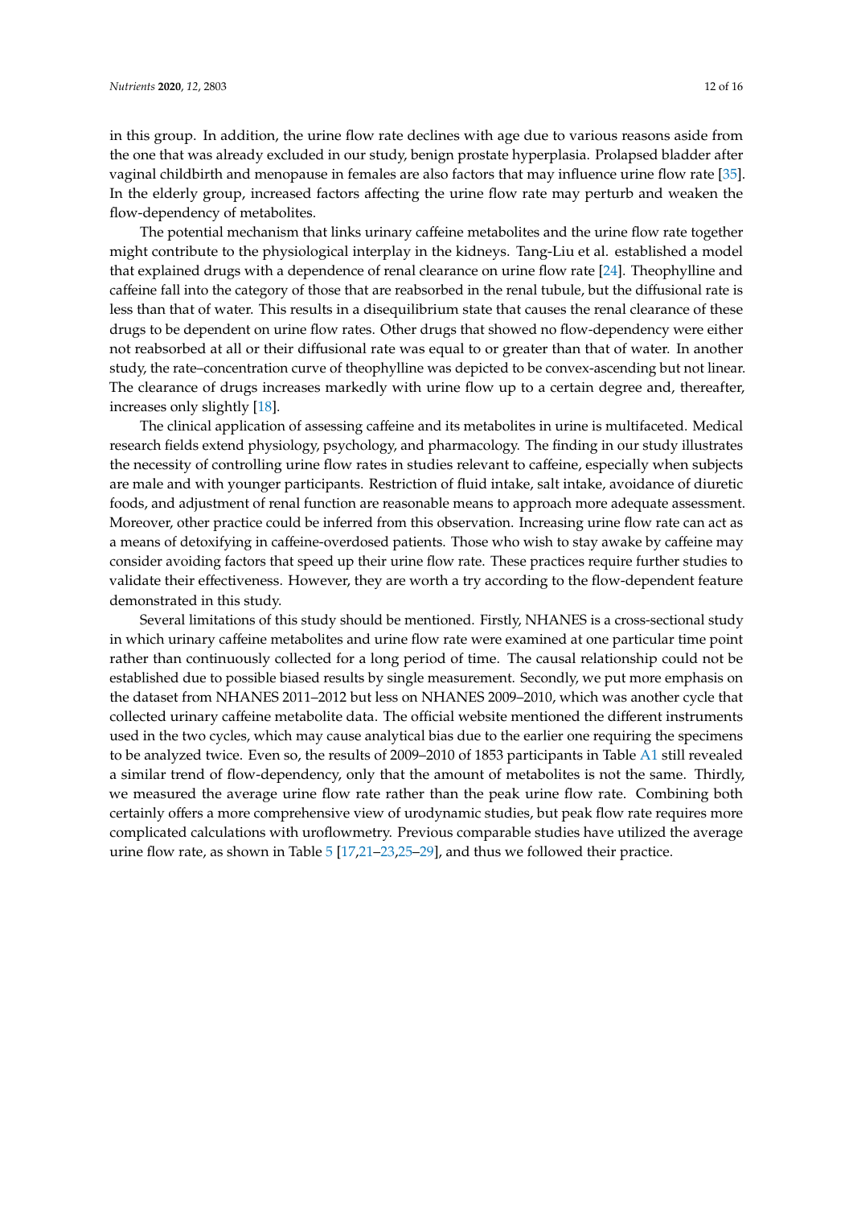in this group. In addition, the urine flow rate declines with age due to various reasons aside from the one that was already excluded in our study, benign prostate hyperplasia. Prolapsed bladder after vaginal childbirth and menopause in females are also factors that may influence urine flow rate [35]. In the elderly group, increased factors affecting the urine flow rate may perturb and weaken the flow-dependency of metabolites.

The potential mechanism that links urinary caffeine metabolites and the urine flow rate together might contribute to the physiological interplay in the kidneys. Tang-Liu et al. established a model that explained drugs with a dependence of renal clearance on urine flow rate [24]. Theophylline and caffeine fall into the category of those that are reabsorbed in the renal tubule, but the diffusional rate is less than that of water. This results in a disequilibrium state that causes the renal clearance of these drugs to be dependent on urine flow rates. Other drugs that showed no flow-dependency were either not reabsorbed at all or their diffusional rate was equal to or greater than that of water. In another study, the rate–concentration curve of theophylline was depicted to be convex-ascending but not linear. The clearance of drugs increases markedly with urine flow up to a certain degree and, thereafter, increases only slightly [18].

The clinical application of assessing caffeine and its metabolites in urine is multifaceted. Medical research fields extend physiology, psychology, and pharmacology. The finding in our study illustrates the necessity of controlling urine flow rates in studies relevant to caffeine, especially when subjects are male and with younger participants. Restriction of fluid intake, salt intake, avoidance of diuretic foods, and adjustment of renal function are reasonable means to approach more adequate assessment. Moreover, other practice could be inferred from this observation. Increasing urine flow rate can act as a means of detoxifying in caffeine-overdosed patients. Those who wish to stay awake by caffeine may consider avoiding factors that speed up their urine flow rate. These practices require further studies to validate their effectiveness. However, they are worth a try according to the flow-dependent feature demonstrated in this study.

Several limitations of this study should be mentioned. Firstly, NHANES is a cross-sectional study in which urinary caffeine metabolites and urine flow rate were examined at one particular time point rather than continuously collected for a long period of time. The causal relationship could not be established due to possible biased results by single measurement. Secondly, we put more emphasis on the dataset from NHANES 2011–2012 but less on NHANES 2009–2010, which was another cycle that collected urinary caffeine metabolite data. The official website mentioned the different instruments used in the two cycles, which may cause analytical bias due to the earlier one requiring the specimens to be analyzed twice. Even so, the results of 2009–2010 of 1853 participants in Table A1 still revealed a similar trend of flow-dependency, only that the amount of metabolites is not the same. Thirdly, we measured the average urine flow rate rather than the peak urine flow rate. Combining both certainly offers a more comprehensive view of urodynamic studies, but peak flow rate requires more complicated calculations with uroflowmetry. Previous comparable studies have utilized the average urine flow rate, as shown in Table 5 [17,21–23,25–29], and thus we followed their practice.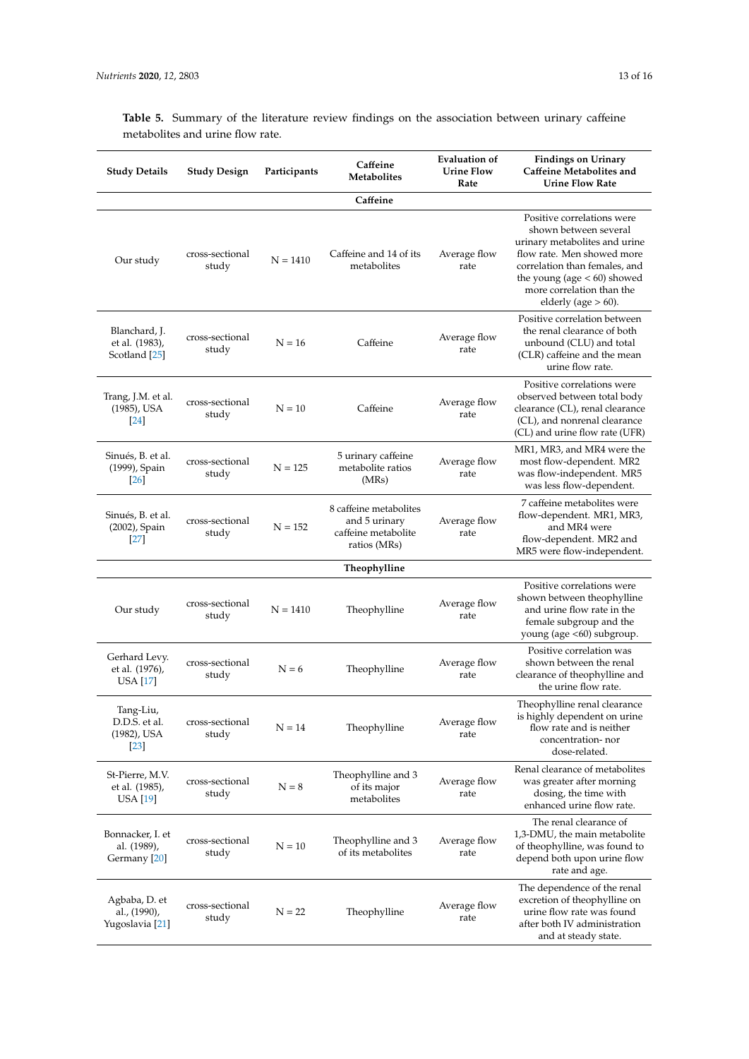**Table 5.** Summary of the literature review findings on the association between urinary caffeine metabolites and urine flow rate.

| Study Details | Study Design | Participants | Caffeine Metabolites | Evaluation of Urine Flow Rate | Findings on Urinary Caffeine Metabolites and Urine Flow Rate |
|---|---|---|---|---|---|
| | | | **Caffeine** | | |
| Our study | cross-sectional study | N = 1410 | Caffeine and 14 of its metabolites | Average flow rate | Positive correlations were shown between several urinary metabolites and urine flow rate. Men showed more correlation than females, and the young (age < 60) showed more correlation than the elderly (age > 60). |
| Blanchard, J. et al. (1983), Scotland [25] | cross-sectional study | N = 16 | Caffeine | Average flow rate | Positive correlation between the renal clearance of both unbound (CLU) and total (CLR) caffeine and the mean urine flow rate. |
| Trang, J.M. et al. (1985), USA [24] | cross-sectional study | N = 10 | Caffeine | Average flow rate | Positive correlations were observed between total body clearance (CL), renal clearance (CL), and nonrenal clearance (CL) and urine flow rate (UFR) |
| Sinués, B. et al. (1999), Spain [26] | cross-sectional study | N = 125 | 5 urinary caffeine metabolite ratios (MRs) | Average flow rate | MR1, MR3, and MR4 were the most flow-dependent. MR2 was flow-independent. MR5 was less flow-dependent. |
| Sinués, B. et al. (2002), Spain [27] | cross-sectional study | N = 152 | 8 caffeine metabolites and 5 urinary caffeine metabolite ratios (MRs) | Average flow rate | 7 caffeine metabolites were flow-dependent. MR1, MR3, and MR4 were flow-dependent. MR2 and MR5 were flow-independent. |
| | | | **Theophylline** | | |
| Our study | cross-sectional study | N = 1410 | Theophylline | Average flow rate | Positive correlations were shown between theophylline and urine flow rate in the female subgroup and the young (age <60) subgroup. |
| Gerhard Levy. et al. (1976), USA [17] | cross-sectional study | N = 6 | Theophylline | Average flow rate | Positive correlation was shown between the renal clearance of theophylline and the urine flow rate. |
| Tang-Liu, D.D.S. et al. (1982), USA [23] | cross-sectional study | N = 14 | Theophylline | Average flow rate | Theophylline renal clearance is highly dependent on urine flow rate and is neither concentration- nor dose-related. |
| St-Pierre, M.V. et al. (1985), USA [19] | cross-sectional study | N = 8 | Theophylline and 3 of its major metabolites | Average flow rate | Renal clearance of metabolites was greater after morning dosing, the time with enhanced urine flow rate. |
| Bonnacker, I. et al. (1989), Germany [20] | cross-sectional study | N = 10 | Theophylline and 3 of its metabolites | Average flow rate | The renal clearance of 1,3-DMU, the main metabolite of theophylline, was found to depend both upon urine flow rate and age. |
| Agbaba, D. et al., (1990), Yugoslavia [21] | cross-sectional study | N = 22 | Theophylline | Average flow rate | The dependence of the renal excretion of theophylline on urine flow rate was found after both IV administration and at steady state. |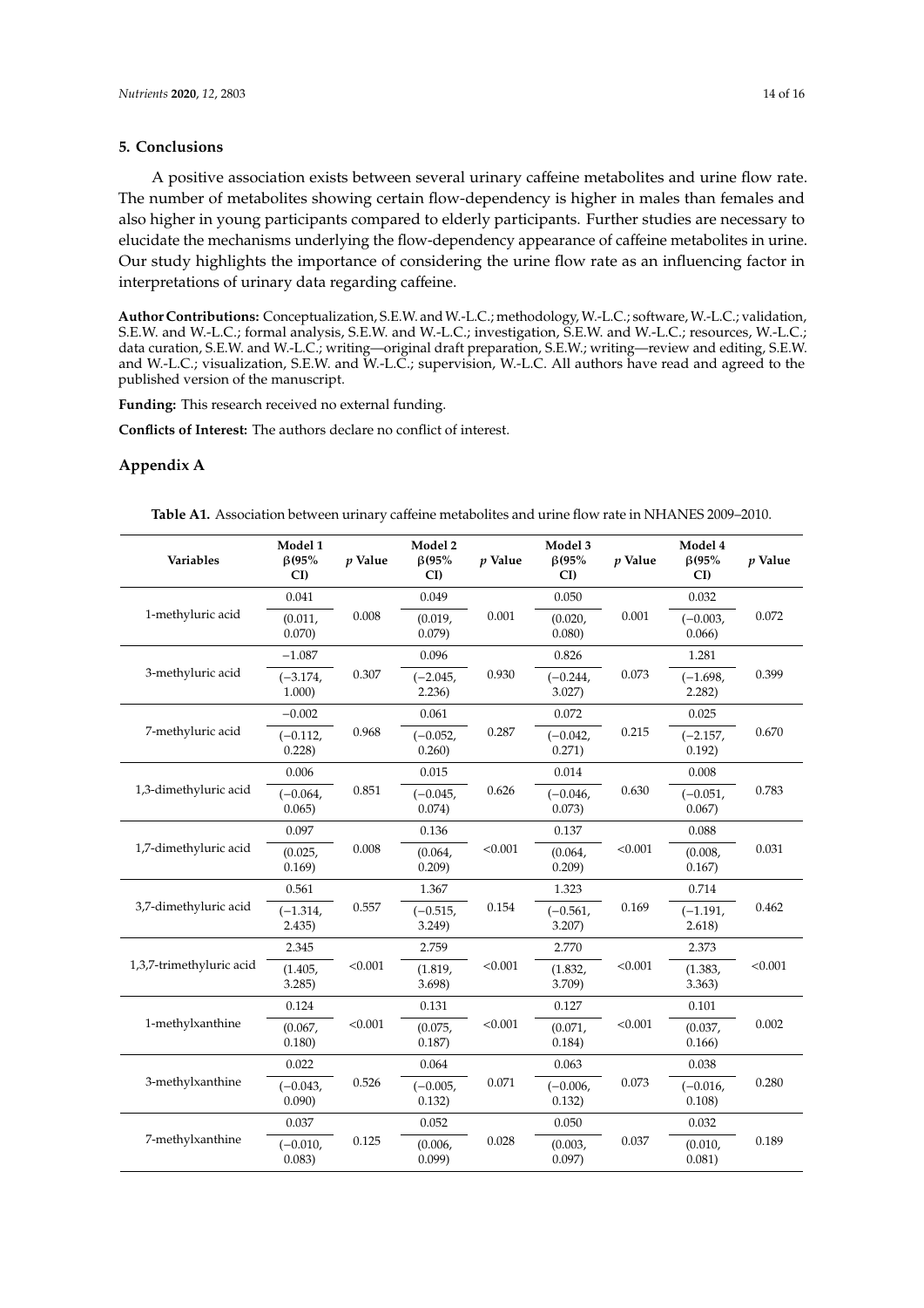## 5. Conclusions

A positive association exists between several urinary caffeine metabolites and urine flow rate. The number of metabolites showing certain flow-dependency is higher in males than females and also higher in young participants compared to elderly participants. Further studies are necessary to elucidate the mechanisms underlying the flow-dependency appearance of caffeine metabolites in urine. Our study highlights the importance of considering the urine flow rate as an influencing factor in interpretations of urinary data regarding caffeine.

**Author Contributions:** Conceptualization, S.E.W. and W.-L.C.; methodology, W.-L.C.; software, W.-L.C.; validation, S.E.W. and W.-L.C.; formal analysis, S.E.W. and W.-L.C.; investigation, S.E.W. and W.-L.C.; resources, W.-L.C.; data curation, S.E.W. and W.-L.C.; writing—original draft preparation, S.E.W.; writing—review and editing, S.E.W. and W.-L.C.; visualization, S.E.W. and W.-L.C.; supervision, W.-L.C. All authors have read and agreed to the published version of the manuscript.

**Funding:** This research received no external funding.

**Conflicts of Interest:** The authors declare no conflict of interest.

## Appendix A

**Table A1.** Association between urinary caffeine metabolites and urine flow rate in NHANES 2009–2010.

| Variables | Model 1 β(95% CI) | *p* Value | Model 2 β(95% CI) | *p* Value | Model 3 β(95% CI) | *p* Value | Model 4 β(95% CI) | *p* Value |
|---|---|---|---|---|---|---|---|---|
| 1-methyluric acid | 0.041 (0.011, 0.070) | 0.008 | 0.049 (0.019, 0.079) | 0.001 | 0.050 (0.020, 0.080) | 0.001 | 0.032 (−0.003, 0.066) | 0.072 |
| 3-methyluric acid | −1.087 (−3.174, 1.000) | 0.307 | 0.096 (−2.045, 2.236) | 0.930 | 0.826 (−0.244, 3.027) | 0.073 | 1.281 (−1.698, 2.282) | 0.399 |
| 7-methyluric acid | −0.002 (−0.112, 0.228) | 0.968 | 0.061 (−0.052, 0.260) | 0.287 | 0.072 (−0.042, 0.271) | 0.215 | 0.025 (−2.157, 0.192) | 0.670 |
| 1,3-dimethyluric acid | 0.006 (−0.064, 0.065) | 0.851 | 0.015 (−0.045, 0.074) | 0.626 | 0.014 (−0.046, 0.073) | 0.630 | 0.008 (−0.051, 0.067) | 0.783 |
| 1,7-dimethyluric acid | 0.097 (0.025, 0.169) | 0.008 | 0.136 (0.064, 0.209) | <0.001 | 0.137 (0.064, 0.209) | <0.001 | 0.088 (0.008, 0.167) | 0.031 |
| 3,7-dimethyluric acid | 0.561 (−1.314, 2.435) | 0.557 | 1.367 (−0.515, 3.249) | 0.154 | 1.323 (−0.561, 3.207) | 0.169 | 0.714 (−1.191, 2.618) | 0.462 |
| 1,3,7-trimethyluric acid | 2.345 (1.405, 3.285) | <0.001 | 2.759 (1.819, 3.698) | <0.001 | 2.770 (1.832, 3.709) | <0.001 | 2.373 (1.383, 3.363) | <0.001 |
| 1-methylxanthine | 0.124 (0.067, 0.180) | <0.001 | 0.131 (0.075, 0.187) | <0.001 | 0.127 (0.071, 0.184) | <0.001 | 0.101 (0.037, 0.166) | 0.002 |
| 3-methylxanthine | 0.022 (−0.043, 0.090) | 0.526 | 0.064 (−0.005, 0.132) | 0.071 | 0.063 (−0.006, 0.132) | 0.073 | 0.038 (−0.016, 0.108) | 0.280 |
| 7-methylxanthine | 0.037 (−0.010, 0.083) | 0.125 | 0.052 (0.006, 0.099) | 0.028 | 0.050 (0.003, 0.097) | 0.037 | 0.032 (0.010, 0.081) | 0.189 |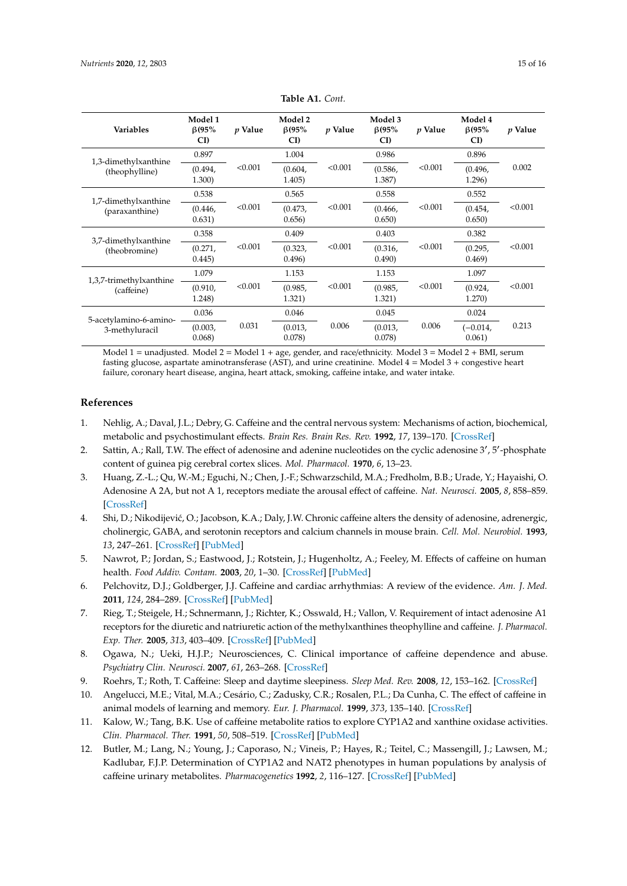**Table A1.** *Cont.*

| Variables | Model 1 β(95% CI) | p Value | Model 2 β(95% CI) | p Value | Model 3 β(95% CI) | p Value | Model 4 β(95% CI) | p Value |
|---|---|---|---|---|---|---|---|---|
| 1,3-dimethylxanthine (theophylline) | 0.897 (0.494, 1.300) | <0.001 | 1.004 (0.604, 1.405) | <0.001 | 0.986 (0.586, 1.387) | <0.001 | 0.896 (0.496, 1.296) | 0.002 |
| 1,7-dimethylxanthine (paraxanthine) | 0.538 (0.446, 0.631) | <0.001 | 0.565 (0.473, 0.656) | <0.001 | 0.558 (0.466, 0.650) | <0.001 | 0.552 (0.454, 0.650) | <0.001 |
| 3,7-dimethylxanthine (theobromine) | 0.358 (0.271, 0.445) | <0.001 | 0.409 (0.323, 0.496) | <0.001 | 0.403 (0.316, 0.490) | <0.001 | 0.382 (0.295, 0.469) | <0.001 |
| 1,3,7-trimethylxanthine (caffeine) | 1.079 (0.910, 1.248) | <0.001 | 1.153 (0.985, 1.321) | <0.001 | 1.153 (0.985, 1.321) | <0.001 | 1.097 (0.924, 1.270) | <0.001 |
| 5-acetylamino-6-amino-3-methyluracil | 0.036 (0.003, 0.068) | 0.031 | 0.046 (0.013, 0.078) | 0.006 | 0.045 (0.013, 0.078) | 0.006 | 0.024 (−0.014, 0.061) | 0.213 |

Model 1 = unadjusted. Model 2 = Model 1 + age, gender, and race/ethnicity. Model 3 = Model 2 + BMI, serum fasting glucose, aspartate aminotransferase (AST), and urine creatinine. Model 4 = Model 3 + congestive heart failure, coronary heart disease, angina, heart attack, smoking, caffeine intake, and water intake.

## References

1. Nehlig, A.; Daval, J.L.; Debry, G. Caffeine and the central nervous system: Mechanisms of action, biochemical, metabolic and psychostimulant effects. *Brain Res. Brain Res. Rev.* **1992**, *17*, 139–170. [CrossRef]
2. Sattin, A.; Rall, T.W. The effect of adenosine and adenine nucleotides on the cyclic adenosine 3′, 5′-phosphate content of guinea pig cerebral cortex slices. *Mol. Pharmacol.* **1970**, *6*, 13–23.
3. Huang, Z.-L.; Qu, W.-M.; Eguchi, N.; Chen, J.-F.; Schwarzschild, M.A.; Fredholm, B.B.; Urade, Y.; Hayaishi, O. Adenosine A 2A, but not A 1, receptors mediate the arousal effect of caffeine. *Nat. Neurosci.* **2005**, *8*, 858–859. [CrossRef]
4. Shi, D.; Nikodijević, O.; Jacobson, K.A.; Daly, J.W. Chronic caffeine alters the density of adenosine, adrenergic, cholinergic, GABA, and serotonin receptors and calcium channels in mouse brain. *Cell. Mol. Neurobiol.* **1993**, *13*, 247–261. [CrossRef] [PubMed]
5. Nawrot, P.; Jordan, S.; Eastwood, J.; Rotstein, J.; Hugenholtz, A.; Feeley, M. Effects of caffeine on human health. *Food Addiv. Contam.* **2003**, *20*, 1–30. [CrossRef] [PubMed]
6. Pelchovitz, D.J.; Goldberger, J.J. Caffeine and cardiac arrhythmias: A review of the evidence. *Am. J. Med.* **2011**, *124*, 284–289. [CrossRef] [PubMed]
7. Rieg, T.; Steigele, H.; Schnermann, J.; Richter, K.; Osswald, H.; Vallon, V. Requirement of intact adenosine A1 receptors for the diuretic and natriuretic action of the methylxanthines theophylline and caffeine. *J. Pharmacol. Exp. Ther.* **2005**, *313*, 403–409. [CrossRef] [PubMed]
8. Ogawa, N.; Ueki, H.J.P.; Neurosciences, C. Clinical importance of caffeine dependence and abuse. *Psychiatry Clin. Neurosci.* **2007**, *61*, 263–268. [CrossRef]
9. Roehrs, T.; Roth, T. Caffeine: Sleep and daytime sleepiness. *Sleep Med. Rev.* **2008**, *12*, 153–162. [CrossRef]
10. Angelucci, M.E.; Vital, M.A.; Cesário, C.; Zadusky, C.R.; Rosalen, P.L.; Da Cunha, C. The effect of caffeine in animal models of learning and memory. *Eur. J. Pharmacol.* **1999**, *373*, 135–140. [CrossRef]
11. Kalow, W.; Tang, B.K. Use of caffeine metabolite ratios to explore CYP1A2 and xanthine oxidase activities. *Clin. Pharmacol. Ther.* **1991**, *50*, 508–519. [CrossRef] [PubMed]
12. Butler, M.; Lang, N.; Young, J.; Caporaso, N.; Vineis, P.; Hayes, R.; Teitel, C.; Massengill, J.; Lawsen, M.; Kadlubar, F.J.P. Determination of CYP1A2 and NAT2 phenotypes in human populations by analysis of caffeine urinary metabolites. *Pharmacogenetics* **1992**, *2*, 116–127. [CrossRef] [PubMed]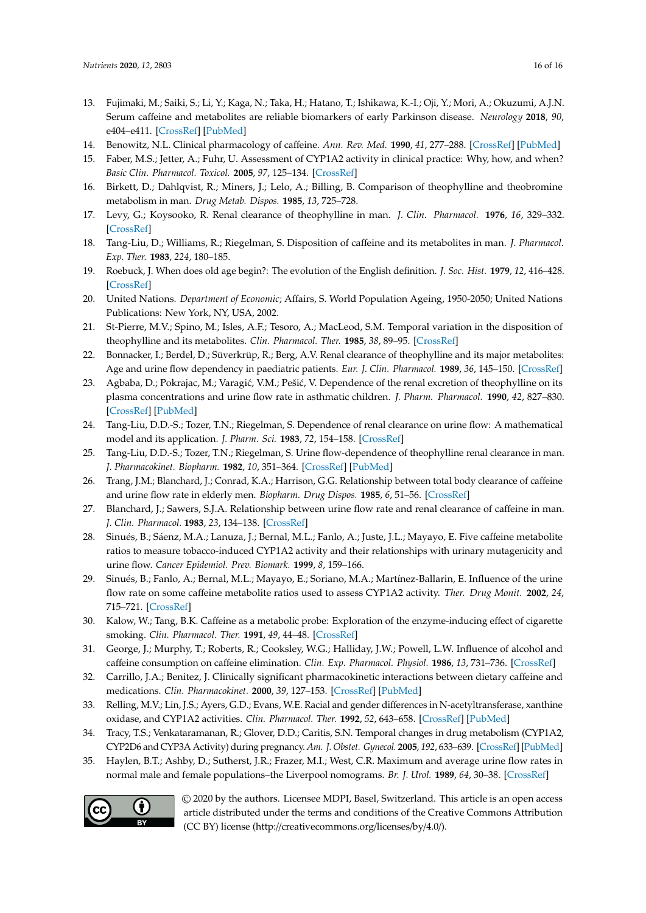13. Fujimaki, M.; Saiki, S.; Li, Y.; Kaga, N.; Taka, H.; Hatano, T.; Ishikawa, K.-I.; Oji, Y.; Mori, A.; Okuzumi, A.J.N. Serum caffeine and metabolites are reliable biomarkers of early Parkinson disease. *Neurology* **2018**, *90*, e404–e411. [CrossRef] [PubMed]
14. Benowitz, N.L. Clinical pharmacology of caffeine. *Ann. Rev. Med.* **1990**, *41*, 277–288. [CrossRef] [PubMed]
15. Faber, M.S.; Jetter, A.; Fuhr, U. Assessment of CYP1A2 activity in clinical practice: Why, how, and when? *Basic Clin. Pharmacol. Toxicol.* **2005**, *97*, 125–134. [CrossRef]
16. Birkett, D.; Dahlqvist, R.; Miners, J.; Lelo, A.; Billing, B. Comparison of theophylline and theobromine metabolism in man. *Drug Metab. Dispos.* **1985**, *13*, 725–728.
17. Levy, G.; Koysooko, R. Renal clearance of theophylline in man. *J. Clin. Pharmacol.* **1976**, *16*, 329–332. [CrossRef]
18. Tang-Liu, D.; Williams, R.; Riegelman, S. Disposition of caffeine and its metabolites in man. *J. Pharmacol. Exp. Ther.* **1983**, *224*, 180–185.
19. Roebuck, J. When does old age begin?: The evolution of the English definition. *J. Soc. Hist.* **1979**, *12*, 416–428. [CrossRef]
20. United Nations. *Department of Economic*; Affairs, S. World Population Ageing, 1950-2050; United Nations Publications: New York, NY, USA, 2002.
21. St-Pierre, M.V.; Spino, M.; Isles, A.F.; Tesoro, A.; MacLeod, S.M. Temporal variation in the disposition of theophylline and its metabolites. *Clin. Pharmacol. Ther.* **1985**, *38*, 89–95. [CrossRef]
22. Bonnacker, I.; Berdel, D.; Süverkrüp, R.; Berg, A.V. Renal clearance of theophylline and its major metabolites: Age and urine flow dependency in paediatric patients. *Eur. J. Clin. Pharmacol.* **1989**, *36*, 145–150. [CrossRef]
23. Agbaba, D.; Pokrajac, M.; Varagić, V.M.; Pešić, V. Dependence of the renal excretion of theophylline on its plasma concentrations and urine flow rate in asthmatic children. *J. Pharm. Pharmacol.* **1990**, *42*, 827–830. [CrossRef] [PubMed]
24. Tang-Liu, D.D.-S.; Tozer, T.N.; Riegelman, S. Dependence of renal clearance on urine flow: A mathematical model and its application. *J. Pharm. Sci.* **1983**, *72*, 154–158. [CrossRef]
25. Tang-Liu, D.D.-S.; Tozer, T.N.; Riegelman, S. Urine flow-dependence of theophylline renal clearance in man. *J. Pharmacokinet. Biopharm.* **1982**, *10*, 351–364. [CrossRef] [PubMed]
26. Trang, J.M.; Blanchard, J.; Conrad, K.A.; Harrison, G.G. Relationship between total body clearance of caffeine and urine flow rate in elderly men. *Biopharm. Drug Dispos.* **1985**, *6*, 51–56. [CrossRef]
27. Blanchard, J.; Sawers, S.J.A. Relationship between urine flow rate and renal clearance of caffeine in man. *J. Clin. Pharmacol.* **1983**, *23*, 134–138. [CrossRef]
28. Sinués, B.; Sáenz, M.A.; Lanuza, J.; Bernal, M.L.; Fanlo, A.; Juste, J.L.; Mayayo, E. Five caffeine metabolite ratios to measure tobacco-induced CYP1A2 activity and their relationships with urinary mutagenicity and urine flow. *Cancer Epidemiol. Prev. Biomark.* **1999**, *8*, 159–166.
29. Sinués, B.; Fanlo, A.; Bernal, M.L.; Mayayo, E.; Soriano, M.A.; Martínez-Ballarin, E. Influence of the urine flow rate on some caffeine metabolite ratios used to assess CYP1A2 activity. *Ther. Drug Monit.* **2002**, *24*, 715–721. [CrossRef]
30. Kalow, W.; Tang, B.K. Caffeine as a metabolic probe: Exploration of the enzyme-inducing effect of cigarette smoking. *Clin. Pharmacol. Ther.* **1991**, *49*, 44–48. [CrossRef]
31. George, J.; Murphy, T.; Roberts, R.; Cooksley, W.G.; Halliday, J.W.; Powell, L.W. Influence of alcohol and caffeine consumption on caffeine elimination. *Clin. Exp. Pharmacol. Physiol.* **1986**, *13*, 731–736. [CrossRef]
32. Carrillo, J.A.; Benitez, J. Clinically significant pharmacokinetic interactions between dietary caffeine and medications. *Clin. Pharmacokinet.* **2000**, *39*, 127–153. [CrossRef] [PubMed]
33. Relling, M.V.; Lin, J.S.; Ayers, G.D.; Evans, W.E. Racial and gender differences in N-acetyltransferase, xanthine oxidase, and CYP1A2 activities. *Clin. Pharmacol. Ther.* **1992**, *52*, 643–658. [CrossRef] [PubMed]
34. Tracy, T.S.; Venkataramanan, R.; Glover, D.D.; Caritis, S.N. Temporal changes in drug metabolism (CYP1A2, CYP2D6 and CYP3A Activity) during pregnancy. *Am. J. Obstet. Gynecol.* **2005**, *192*, 633–639. [CrossRef] [PubMed]
35. Haylen, B.T.; Ashby, D.; Sutherst, J.R.; Frazer, M.I.; West, C.R. Maximum and average urine flow rates in normal male and female populations–the Liverpool nomograms. *Br. J. Urol.* **1989**, *64*, 30–38. [CrossRef]

© 2020 by the authors. Licensee MDPI, Basel, Switzerland. This article is an open access article distributed under the terms and conditions of the Creative Commons Attribution (CC BY) license (http://creativecommons.org/licenses/by/4.0/).